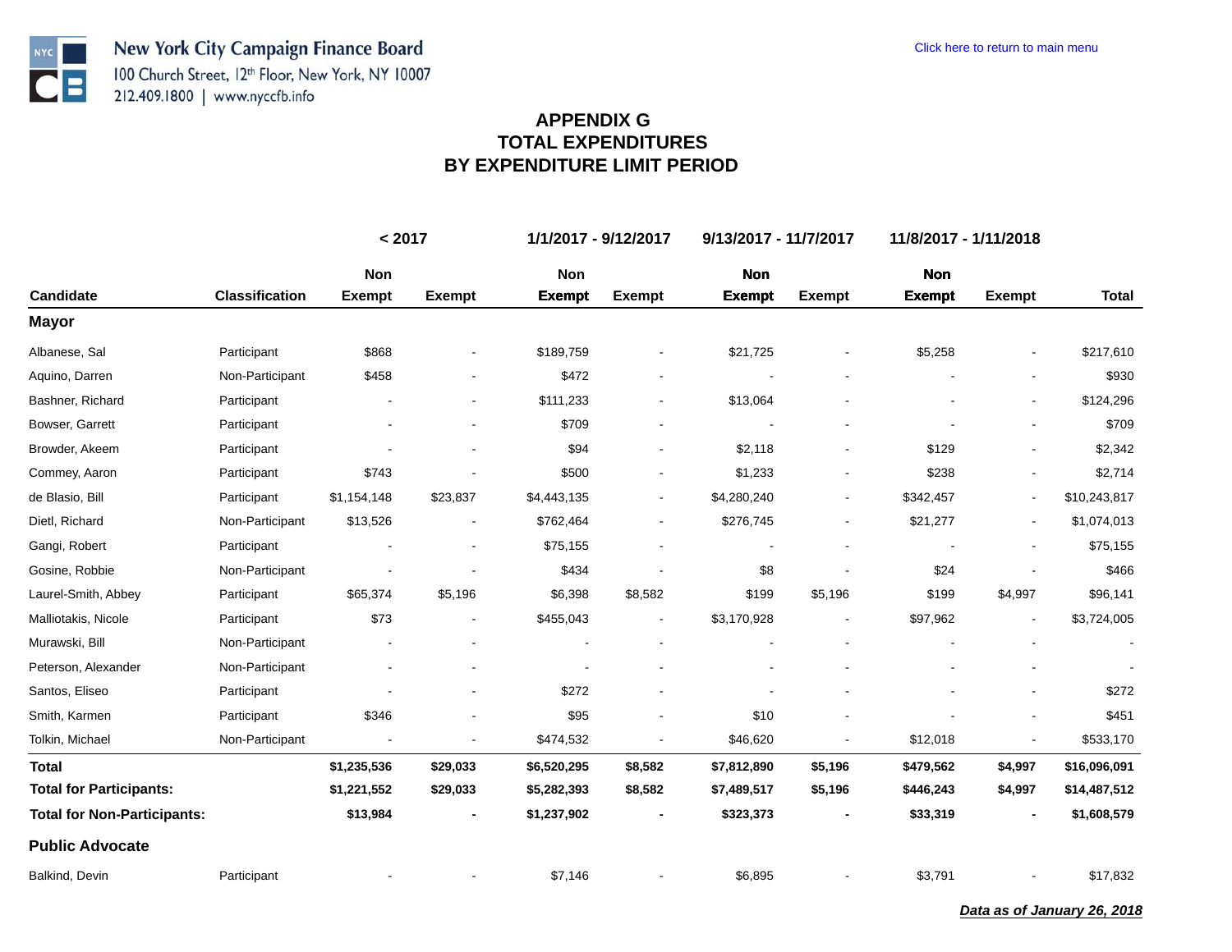New York City Campaign Finance Board
100 Church Street, 12th Floor, New York, NY 10007
212.409.1800 | www.nyccfb.info

Click here to return to main menu

# APPENDIX G
# TOTAL EXPENDITURES
# BY EXPENDITURE LIMIT PERIOD

| | | < 2017 | | 1/1/2017 - 9/12/2017 | | 9/13/2017 - 11/7/2017 | | 11/8/2017 - 1/11/2018 | | |
|---|---|---|---|---|---|---|---|---|---|---|
| **Candidate** | **Classification** | **Non Exempt** | **Exempt** | **Non Exempt** | **Exempt** | **Non Exempt** | **Exempt** | **Non Exempt** | **Exempt** | **Total** |
| **Mayor** | | | | | | | | | | |
| Albanese, Sal | Participant | $868 | - | $189,759 | - | $21,725 | - | $5,258 | - | $217,610 |
| Aquino, Darren | Non-Participant | $458 | - | $472 | - | - | - | - | - | $930 |
| Bashner, Richard | Participant | - | - | $111,233 | - | $13,064 | - | - | - | $124,296 |
| Bowser, Garrett | Participant | - | - | $709 | - | - | - | - | - | $709 |
| Browder, Akeem | Participant | - | - | $94 | - | $2,118 | - | $129 | - | $2,342 |
| Commey, Aaron | Participant | $743 | - | $500 | - | $1,233 | - | $238 | - | $2,714 |
| de Blasio, Bill | Participant | $1,154,148 | $23,837 | $4,443,135 | - | $4,280,240 | - | $342,457 | - | $10,243,817 |
| Dietl, Richard | Non-Participant | $13,526 | - | $762,464 | - | $276,745 | - | $21,277 | - | $1,074,013 |
| Gangi, Robert | Participant | - | - | $75,155 | - | - | - | - | - | $75,155 |
| Gosine, Robbie | Non-Participant | - | - | $434 | - | $8 | - | $24 | - | $466 |
| Laurel-Smith, Abbey | Participant | $65,374 | $5,196 | $6,398 | $8,582 | $199 | $5,196 | $199 | $4,997 | $96,141 |
| Malliotakis, Nicole | Participant | $73 | - | $455,043 | - | $3,170,928 | - | $97,962 | - | $3,724,005 |
| Murawski, Bill | Non-Participant | - | - | - | - | - | - | - | - | - |
| Peterson, Alexander | Non-Participant | - | - | - | - | - | - | - | - | - |
| Santos, Eliseo | Participant | - | - | $272 | - | - | - | - | - | $272 |
| Smith, Karmen | Participant | $346 | - | $95 | - | $10 | - | - | - | $451 |
| Tolkin, Michael | Non-Participant | - | - | $474,532 | - | $46,620 | - | $12,018 | - | $533,170 |
| **Total** | | **$1,235,536** | **$29,033** | **$6,520,295** | **$8,582** | **$7,812,890** | **$5,196** | **$479,562** | **$4,997** | **$16,096,091** |
| **Total for Participants:** | | **$1,221,552** | **$29,033** | **$5,282,393** | **$8,582** | **$7,489,517** | **$5,196** | **$446,243** | **$4,997** | **$14,487,512** |
| **Total for Non-Participants:** | | **$13,984** | **-** | **$1,237,902** | **-** | **$323,373** | **-** | **$33,319** | **-** | **$1,608,579** |
| **Public Advocate** | | | | | | | | | | |
| Balkind, Devin | Participant | - | - | $7,146 | - | $6,895 | - | $3,791 | - | $17,832 |

***Data as of January 26, 2018***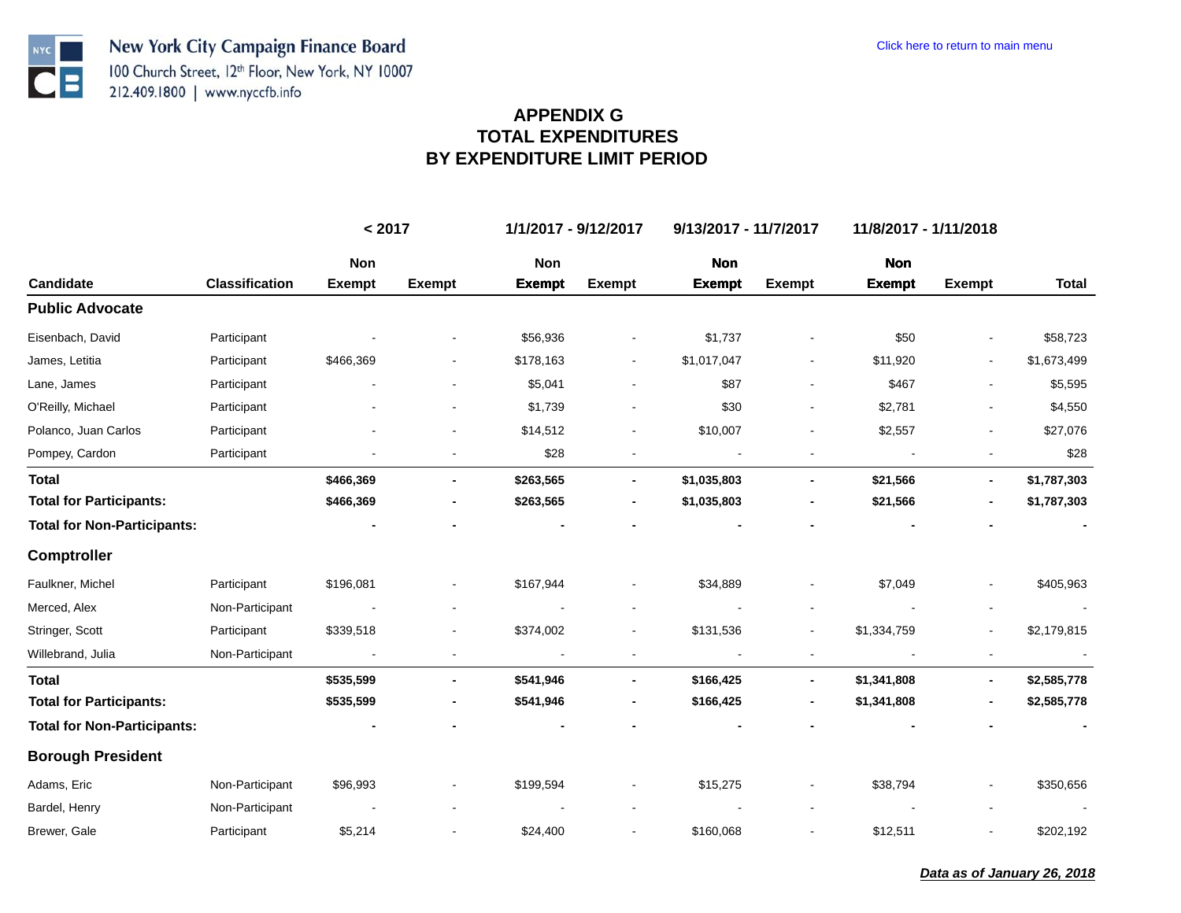New York City Campaign Finance Board
100 Church Street, 12th Floor, New York, NY 10007
212.409.1800 | www.nyccfb.info

Click here to return to main menu

# APPENDIX G
# TOTAL EXPENDITURES
# BY EXPENDITURE LIMIT PERIOD

| | | < 2017 | | 1/1/2017 - 9/12/2017 | | 9/13/2017 - 11/7/2017 | | 11/8/2017 - 1/11/2018 | | |
|---|---|---|---|---|---|---|---|---|---|---|
| Candidate | Classification | Non Exempt | Exempt | Non Exempt | Exempt | Non Exempt | Exempt | Non Exempt | Exempt | Total |
| **Public Advocate** | | | | | | | | | | |
| Eisenbach, David | Participant | - | - | $56,936 | - | $1,737 | - | $50 | - | $58,723 |
| James, Letitia | Participant | $466,369 | - | $178,163 | - | $1,017,047 | - | $11,920 | - | $1,673,499 |
| Lane, James | Participant | - | - | $5,041 | - | $87 | - | $467 | - | $5,595 |
| O'Reilly, Michael | Participant | - | - | $1,739 | - | $30 | - | $2,781 | - | $4,550 |
| Polanco, Juan Carlos | Participant | - | - | $14,512 | - | $10,007 | - | $2,557 | - | $27,076 |
| Pompey, Cardon | Participant | - | - | $28 | - | - | - | - | - | $28 |
| **Total** | | **$466,369** | **-** | **$263,565** | **-** | **$1,035,803** | **-** | **$21,566** | **-** | **$1,787,303** |
| **Total for Participants:** | | **$466,369** | **-** | **$263,565** | **-** | **$1,035,803** | **-** | **$21,566** | **-** | **$1,787,303** |
| **Total for Non-Participants:** | | **-** | **-** | **-** | **-** | **-** | **-** | **-** | **-** | **-** |
| **Comptroller** | | | | | | | | | | |
| Faulkner, Michel | Participant | $196,081 | - | $167,944 | - | $34,889 | - | $7,049 | - | $405,963 |
| Merced, Alex | Non-Participant | - | - | - | - | - | - | - | - | - |
| Stringer, Scott | Participant | $339,518 | - | $374,002 | - | $131,536 | - | $1,334,759 | - | $2,179,815 |
| Willebrand, Julia | Non-Participant | - | - | - | - | - | - | - | - | - |
| **Total** | | **$535,599** | **-** | **$541,946** | **-** | **$166,425** | **-** | **$1,341,808** | **-** | **$2,585,778** |
| **Total for Participants:** | | **$535,599** | **-** | **$541,946** | **-** | **$166,425** | **-** | **$1,341,808** | **-** | **$2,585,778** |
| **Total for Non-Participants:** | | **-** | **-** | **-** | **-** | **-** | **-** | **-** | **-** | **-** |
| **Borough President** | | | | | | | | | | |
| Adams, Eric | Non-Participant | $96,993 | - | $199,594 | - | $15,275 | - | $38,794 | - | $350,656 |
| Bardel, Henry | Non-Participant | - | - | - | - | - | - | - | - | - |
| Brewer, Gale | Participant | $5,214 | - | $24,400 | - | $160,068 | - | $12,511 | - | $202,192 |

***Data as of January 26, 2018***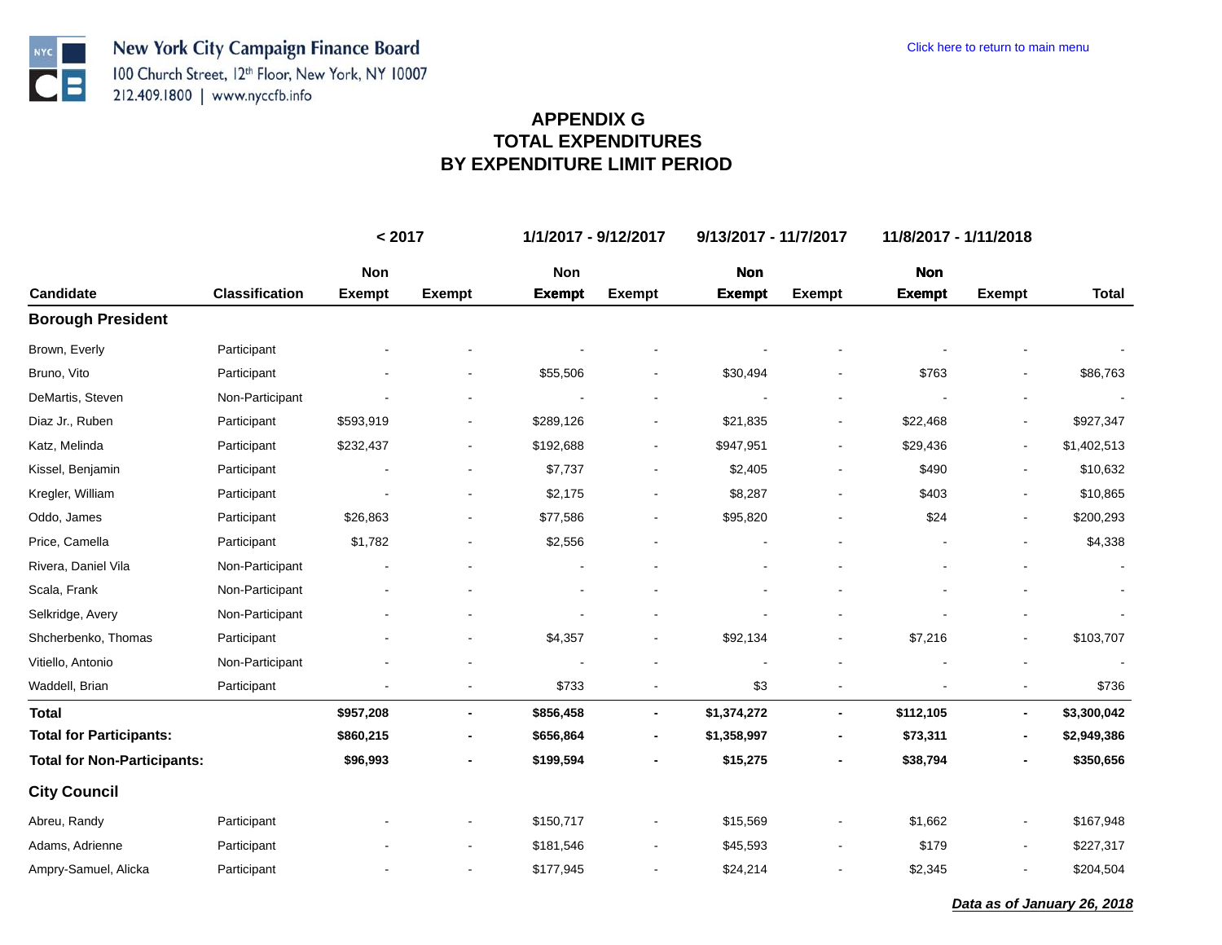New York City Campaign Finance Board
100 Church Street, 12th Floor, New York, NY 10007
212.409.1800 | www.nyccfb.info

Click here to return to main menu

# APPENDIX G
# TOTAL EXPENDITURES
# BY EXPENDITURE LIMIT PERIOD

| | | < 2017 | | 1/1/2017 - 9/12/2017 | | 9/13/2017 - 11/7/2017 | | 11/8/2017 - 1/11/2018 | | |
|---|---|---|---|---|---|---|---|---|---|---|
| Candidate | Classification | Non Exempt | Exempt | Non Exempt | Exempt | Non Exempt | Exempt | Non Exempt | Exempt | Total |
| **Borough President** | | | | | | | | | | |
| Brown, Everly | Participant | - | - | - | - | - | - | - | - | - |
| Bruno, Vito | Participant | - | - | $55,506 | - | $30,494 | - | $763 | - | $86,763 |
| DeMartis, Steven | Non-Participant | - | - | - | - | - | - | - | - | - |
| Diaz Jr., Ruben | Participant | $593,919 | - | $289,126 | - | $21,835 | - | $22,468 | - | $927,347 |
| Katz, Melinda | Participant | $232,437 | - | $192,688 | - | $947,951 | - | $29,436 | - | $1,402,513 |
| Kissel, Benjamin | Participant | - | - | $7,737 | - | $2,405 | - | $490 | - | $10,632 |
| Kregler, William | Participant | - | - | $2,175 | - | $8,287 | - | $403 | - | $10,865 |
| Oddo, James | Participant | $26,863 | - | $77,586 | - | $95,820 | - | $24 | - | $200,293 |
| Price, Camella | Participant | $1,782 | - | $2,556 | - | - | - | - | - | $4,338 |
| Rivera, Daniel Vila | Non-Participant | - | - | - | - | - | - | - | - | - |
| Scala, Frank | Non-Participant | - | - | - | - | - | - | - | - | - |
| Selkridge, Avery | Non-Participant | - | - | - | - | - | - | - | - | - |
| Shcherbenko, Thomas | Participant | - | - | $4,357 | - | $92,134 | - | $7,216 | - | $103,707 |
| Vitiello, Antonio | Non-Participant | - | - | - | - | - | - | - | - | - |
| Waddell, Brian | Participant | - | - | $733 | - | $3 | - | - | - | $736 |
| **Total** | | **$957,208** | **-** | **$856,458** | **-** | **$1,374,272** | **-** | **$112,105** | **-** | **$3,300,042** |
| **Total for Participants:** | | **$860,215** | **-** | **$656,864** | **-** | **$1,358,997** | **-** | **$73,311** | **-** | **$2,949,386** |
| **Total for Non-Participants:** | | **$96,993** | **-** | **$199,594** | **-** | **$15,275** | **-** | **$38,794** | **-** | **$350,656** |
| **City Council** | | | | | | | | | | |
| Abreu, Randy | Participant | - | - | $150,717 | - | $15,569 | - | $1,662 | - | $167,948 |
| Adams, Adrienne | Participant | - | - | $181,546 | - | $45,593 | - | $179 | - | $227,317 |
| Ampry-Samuel, Alicka | Participant | - | - | $177,945 | - | $24,214 | - | $2,345 | - | $204,504 |

***Data as of January 26, 2018***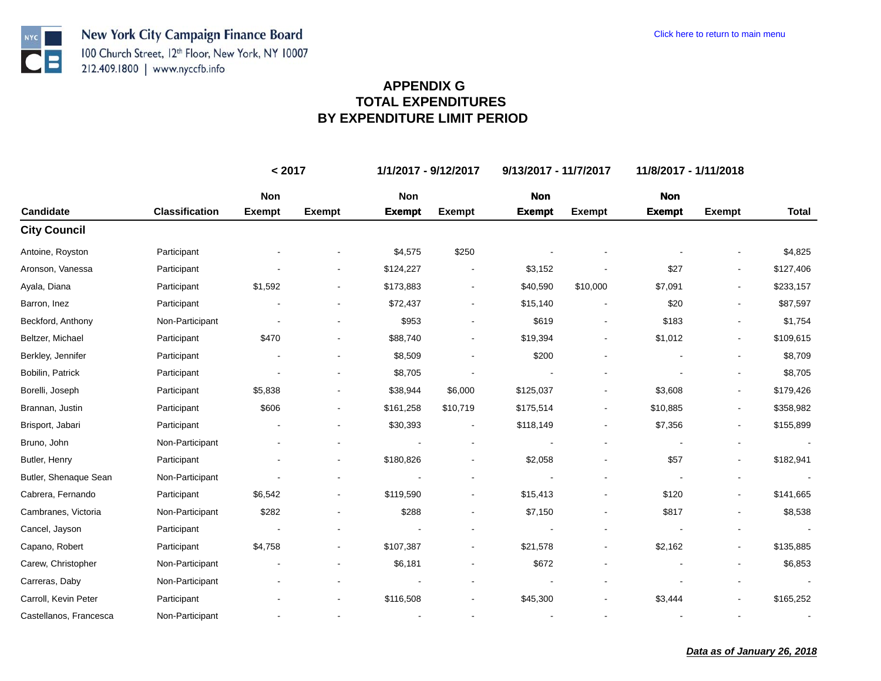New York City Campaign Finance Board
100 Church Street, 12th Floor, New York, NY 10007
212.409.1800 | www.nyccfb.info

Click here to return to main menu

# APPENDIX G
# TOTAL EXPENDITURES
# BY EXPENDITURE LIMIT PERIOD

| | | < 2017 | | 1/1/2017 - 9/12/2017 | | 9/13/2017 - 11/7/2017 | | 11/8/2017 - 1/11/2018 | | |
|---|---|---|---|---|---|---|---|---|---|---|
| Candidate | Classification | Non Exempt | Exempt | Non Exempt | Exempt | Non Exempt | Exempt | Non Exempt | Exempt | Total |
| **City Council** | | | | | | | | | | |
| Antoine, Royston | Participant | - | - | $4,575 | $250 | - | - | - | - | $4,825 |
| Aronson, Vanessa | Participant | - | - | $124,227 | - | $3,152 | - | $27 | - | $127,406 |
| Ayala, Diana | Participant | $1,592 | - | $173,883 | - | $40,590 | $10,000 | $7,091 | - | $233,157 |
| Barron, Inez | Participant | - | - | $72,437 | - | $15,140 | - | $20 | - | $87,597 |
| Beckford, Anthony | Non-Participant | - | - | $953 | - | $619 | - | $183 | - | $1,754 |
| Beltzer, Michael | Participant | $470 | - | $88,740 | - | $19,394 | - | $1,012 | - | $109,615 |
| Berkley, Jennifer | Participant | - | - | $8,509 | - | $200 | - | - | - | $8,709 |
| Bobilin, Patrick | Participant | - | - | $8,705 | - | - | - | - | - | $8,705 |
| Borelli, Joseph | Participant | $5,838 | - | $38,944 | $6,000 | $125,037 | - | $3,608 | - | $179,426 |
| Brannan, Justin | Participant | $606 | - | $161,258 | $10,719 | $175,514 | - | $10,885 | - | $358,982 |
| Brisport, Jabari | Participant | - | - | $30,393 | - | $118,149 | - | $7,356 | - | $155,899 |
| Bruno, John | Non-Participant | - | - | - | - | - | - | - | - | - |
| Butler, Henry | Participant | - | - | $180,826 | - | $2,058 | - | $57 | - | $182,941 |
| Butler, Shenaque Sean | Non-Participant | - | - | - | - | - | - | - | - | - |
| Cabrera, Fernando | Participant | $6,542 | - | $119,590 | - | $15,413 | - | $120 | - | $141,665 |
| Cambranes, Victoria | Non-Participant | $282 | - | $288 | - | $7,150 | - | $817 | - | $8,538 |
| Cancel, Jayson | Participant | - | - | - | - | - | - | - | - | - |
| Capano, Robert | Participant | $4,758 | - | $107,387 | - | $21,578 | - | $2,162 | - | $135,885 |
| Carew, Christopher | Non-Participant | - | - | $6,181 | - | $672 | - | - | - | $6,853 |
| Carreras, Daby | Non-Participant | - | - | - | - | - | - | - | - | - |
| Carroll, Kevin Peter | Participant | - | - | $116,508 | - | $45,300 | - | $3,444 | - | $165,252 |
| Castellanos, Francesca | Non-Participant | - | - | - | - | - | - | - | - | - |

***Data as of January 26, 2018***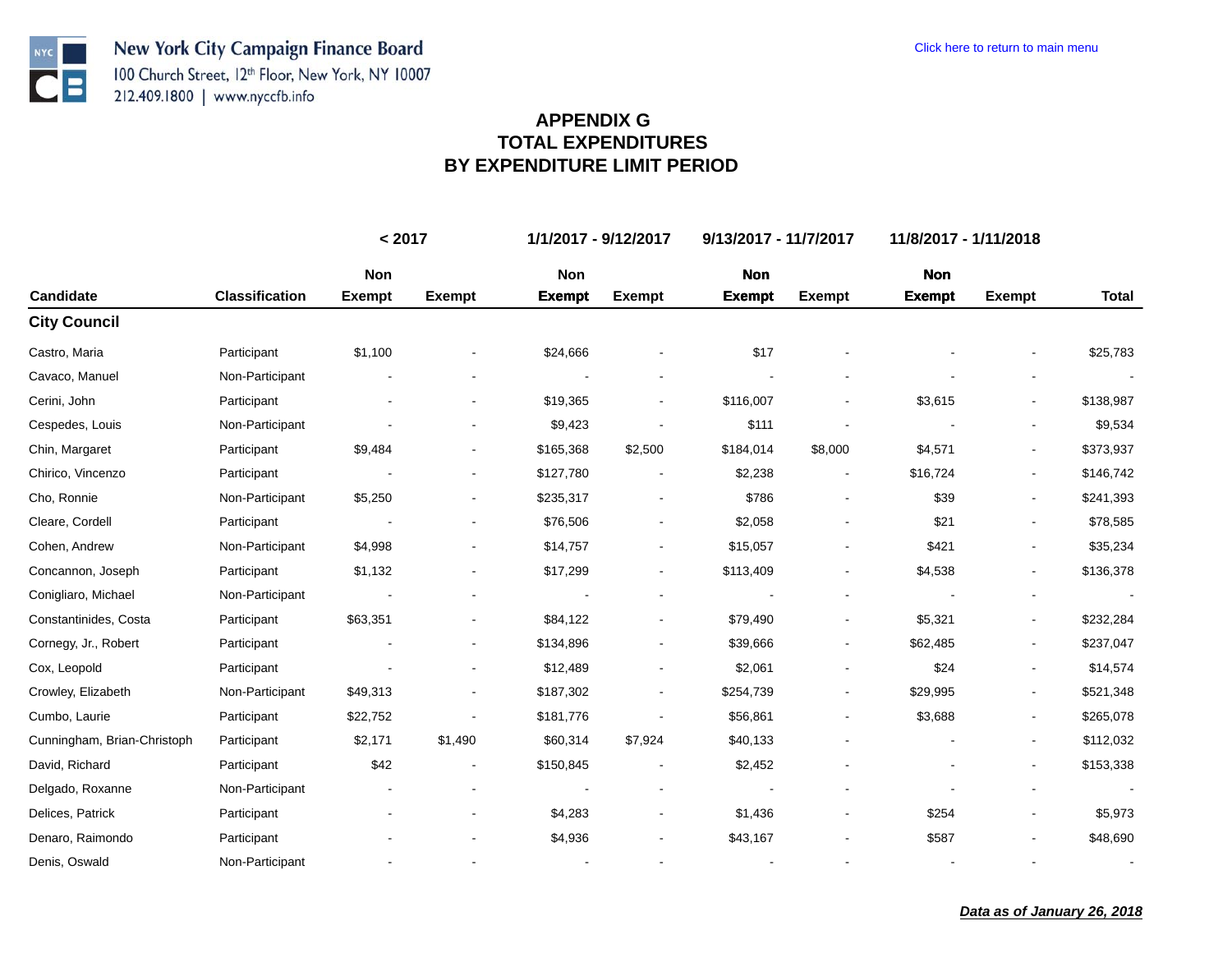New York City Campaign Finance Board
100 Church Street, 12th Floor, New York, NY 10007
212.409.1800 | www.nyccfb.info

Click here to return to main menu

# APPENDIX G
# TOTAL EXPENDITURES
# BY EXPENDITURE LIMIT PERIOD

| Candidate | Classification | < 2017 Non Exempt | < 2017 Exempt | 1/1/2017 - 9/12/2017 Non Exempt | 1/1/2017 - 9/12/2017 Exempt | 9/13/2017 - 11/7/2017 Non Exempt | 9/13/2017 - 11/7/2017 Exempt | 11/8/2017 - 1/11/2018 Non Exempt | 11/8/2017 - 1/11/2018 Exempt | Total |
|---|---|---|---|---|---|---|---|---|---|---|
| **City Council** | | | | | | | | | | |
| Castro, Maria | Participant | $1,100 | - | $24,666 | - | $17 | - | - | - | $25,783 |
| Cavaco, Manuel | Non-Participant | - | - | - | - | - | - | - | - | - |
| Cerini, John | Participant | - | - | $19,365 | - | $116,007 | - | $3,615 | - | $138,987 |
| Cespedes, Louis | Non-Participant | - | - | $9,423 | - | $111 | - | - | - | $9,534 |
| Chin, Margaret | Participant | $9,484 | - | $165,368 | $2,500 | $184,014 | $8,000 | $4,571 | - | $373,937 |
| Chirico, Vincenzo | Participant | - | - | $127,780 | - | $2,238 | - | $16,724 | - | $146,742 |
| Cho, Ronnie | Non-Participant | $5,250 | - | $235,317 | - | $786 | - | $39 | - | $241,393 |
| Cleare, Cordell | Participant | - | - | $76,506 | - | $2,058 | - | $21 | - | $78,585 |
| Cohen, Andrew | Non-Participant | $4,998 | - | $14,757 | - | $15,057 | - | $421 | - | $35,234 |
| Concannon, Joseph | Participant | $1,132 | - | $17,299 | - | $113,409 | - | $4,538 | - | $136,378 |
| Conigliaro, Michael | Non-Participant | - | - | - | - | - | - | - | - | - |
| Constantinides, Costa | Participant | $63,351 | - | $84,122 | - | $79,490 | - | $5,321 | - | $232,284 |
| Cornegy, Jr., Robert | Participant | - | - | $134,896 | - | $39,666 | - | $62,485 | - | $237,047 |
| Cox, Leopold | Participant | - | - | $12,489 | - | $2,061 | - | $24 | - | $14,574 |
| Crowley, Elizabeth | Non-Participant | $49,313 | - | $187,302 | - | $254,739 | - | $29,995 | - | $521,348 |
| Cumbo, Laurie | Participant | $22,752 | - | $181,776 | - | $56,861 | - | $3,688 | - | $265,078 |
| Cunningham, Brian-Christoph | Participant | $2,171 | $1,490 | $60,314 | $7,924 | $40,133 | - | - | - | $112,032 |
| David, Richard | Participant | $42 | - | $150,845 | - | $2,452 | - | - | - | $153,338 |
| Delgado, Roxanne | Non-Participant | - | - | - | - | - | - | - | - | - |
| Delices, Patrick | Participant | - | - | $4,283 | - | $1,436 | - | $254 | - | $5,973 |
| Denaro, Raimondo | Participant | - | - | $4,936 | - | $43,167 | - | $587 | - | $48,690 |
| Denis, Oswald | Non-Participant | - | - | - | - | - | - | - | - | - |

***Data as of January 26, 2018***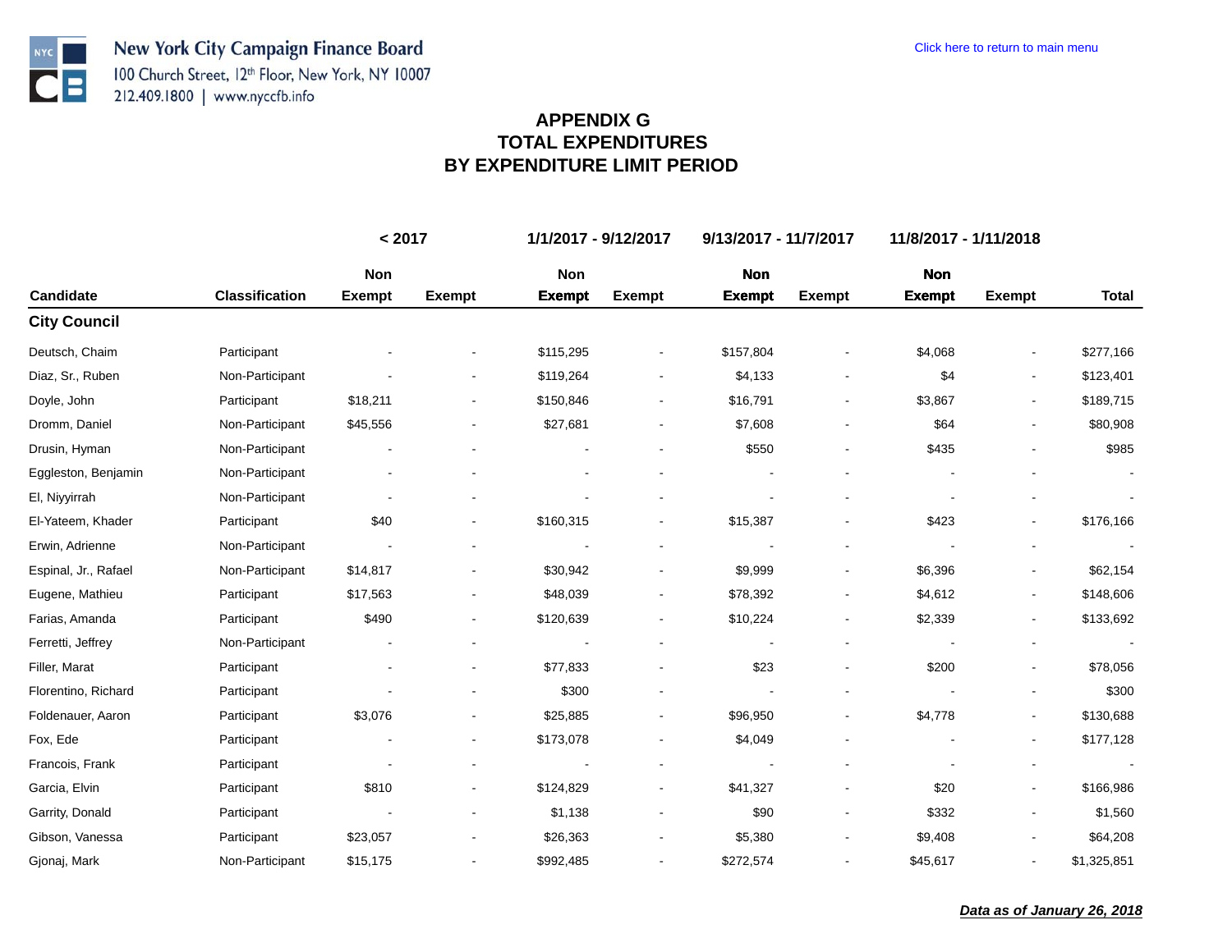New York City Campaign Finance Board
100 Church Street, 12th Floor, New York, NY 10007
212.409.1800 | www.nyccfb.info

Click here to return to main menu

# APPENDIX G
# TOTAL EXPENDITURES
# BY EXPENDITURE LIMIT PERIOD

| Candidate | Classification | < 2017 | | 1/1/2017 - 9/12/2017 | | 9/13/2017 - 11/7/2017 | | 11/8/2017 - 1/11/2018 | | Total |
|---|---|---|---|---|---|---|---|---|---|---|
| | | Non Exempt | Exempt | Non Exempt | Exempt | Non Exempt | Exempt | Non Exempt | Exempt | |
| **City Council** | | | | | | | | | | |
| Deutsch, Chaim | Participant | - | - | $115,295 | - | $157,804 | - | $4,068 | - | $277,166 |
| Diaz, Sr., Ruben | Non-Participant | - | - | $119,264 | - | $4,133 | - | $4 | - | $123,401 |
| Doyle, John | Participant | $18,211 | - | $150,846 | - | $16,791 | - | $3,867 | - | $189,715 |
| Dromm, Daniel | Non-Participant | $45,556 | - | $27,681 | - | $7,608 | - | $64 | - | $80,908 |
| Drusin, Hyman | Non-Participant | - | - | - | - | $550 | - | $435 | - | $985 |
| Eggleston, Benjamin | Non-Participant | - | - | - | - | - | - | - | - | - |
| El, Niyyirrah | Non-Participant | - | - | - | - | - | - | - | - | - |
| El-Yateem, Khader | Participant | $40 | - | $160,315 | - | $15,387 | - | $423 | - | $176,166 |
| Erwin, Adrienne | Non-Participant | - | - | - | - | - | - | - | - | - |
| Espinal, Jr., Rafael | Non-Participant | $14,817 | - | $30,942 | - | $9,999 | - | $6,396 | - | $62,154 |
| Eugene, Mathieu | Participant | $17,563 | - | $48,039 | - | $78,392 | - | $4,612 | - | $148,606 |
| Farias, Amanda | Participant | $490 | - | $120,639 | - | $10,224 | - | $2,339 | - | $133,692 |
| Ferretti, Jeffrey | Non-Participant | - | - | - | - | - | - | - | - | - |
| Filler, Marat | Participant | - | - | $77,833 | - | $23 | - | $200 | - | $78,056 |
| Florentino, Richard | Participant | - | - | $300 | - | - | - | - | - | $300 |
| Foldenauer, Aaron | Participant | $3,076 | - | $25,885 | - | $96,950 | - | $4,778 | - | $130,688 |
| Fox, Ede | Participant | - | - | $173,078 | - | $4,049 | - | - | - | $177,128 |
| Francois, Frank | Participant | - | - | - | - | - | - | - | - | - |
| Garcia, Elvin | Participant | $810 | - | $124,829 | - | $41,327 | - | $20 | - | $166,986 |
| Garrity, Donald | Participant | - | - | $1,138 | - | $90 | - | $332 | - | $1,560 |
| Gibson, Vanessa | Participant | $23,057 | - | $26,363 | - | $5,380 | - | $9,408 | - | $64,208 |
| Gjonaj, Mark | Non-Participant | $15,175 | - | $992,485 | - | $272,574 | - | $45,617 | - | $1,325,851 |

***Data as of January 26, 2018***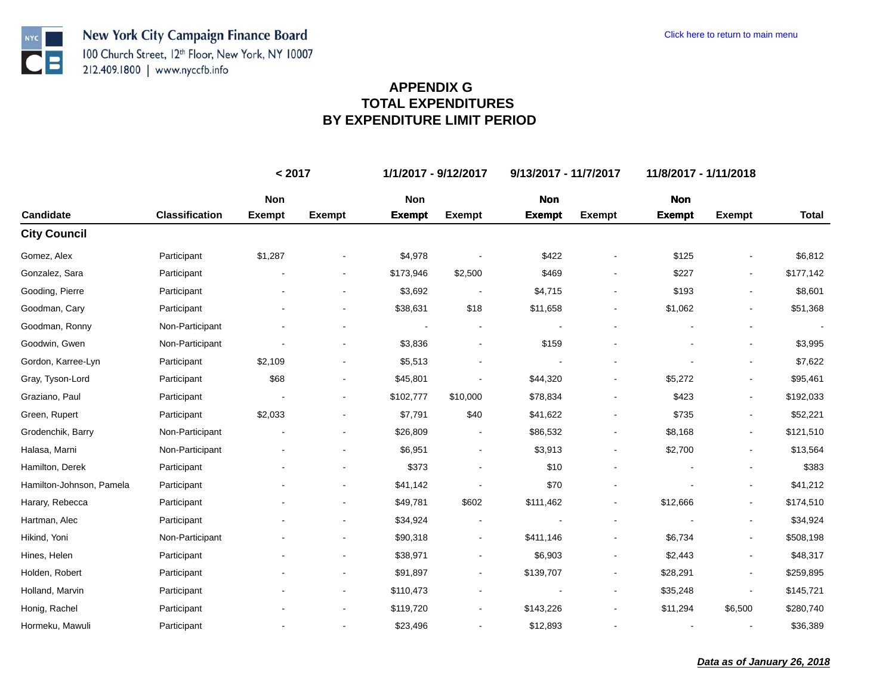New York City Campaign Finance Board
100 Church Street, 12th Floor, New York, NY 10007
212.409.1800 | www.nyccfb.info

Click here to return to main menu

# APPENDIX G
# TOTAL EXPENDITURES
# BY EXPENDITURE LIMIT PERIOD

| Candidate | Classification | < 2017 Non Exempt | < 2017 Exempt | 1/1/2017 - 9/12/2017 Non Exempt | 1/1/2017 - 9/12/2017 Exempt | 9/13/2017 - 11/7/2017 Non Exempt | 9/13/2017 - 11/7/2017 Exempt | 11/8/2017 - 1/11/2018 Non Exempt | 11/8/2017 - 1/11/2018 Exempt | Total |
|---|---|---|---|---|---|---|---|---|---|---|
| **City Council** | | | | | | | | | | |
| Gomez, Alex | Participant | $1,287 | - | $4,978 | - | $422 | - | $125 | - | $6,812 |
| Gonzalez, Sara | Participant | - | - | $173,946 | $2,500 | $469 | - | $227 | - | $177,142 |
| Gooding, Pierre | Participant | - | - | $3,692 | - | $4,715 | - | $193 | - | $8,601 |
| Goodman, Cary | Participant | - | - | $38,631 | $18 | $11,658 | - | $1,062 | - | $51,368 |
| Goodman, Ronny | Non-Participant | - | - | - | - | - | - | - | - | - |
| Goodwin, Gwen | Non-Participant | - | - | $3,836 | - | $159 | - | - | - | $3,995 |
| Gordon, Karree-Lyn | Participant | $2,109 | - | $5,513 | - | - | - | - | - | $7,622 |
| Gray, Tyson-Lord | Participant | $68 | - | $45,801 | - | $44,320 | - | $5,272 | - | $95,461 |
| Graziano, Paul | Participant | - | - | $102,777 | $10,000 | $78,834 | - | $423 | - | $192,033 |
| Green, Rupert | Participant | $2,033 | - | $7,791 | $40 | $41,622 | - | $735 | - | $52,221 |
| Grodenchik, Barry | Non-Participant | - | - | $26,809 | - | $86,532 | - | $8,168 | - | $121,510 |
| Halasa, Marni | Non-Participant | - | - | $6,951 | - | $3,913 | - | $2,700 | - | $13,564 |
| Hamilton, Derek | Participant | - | - | $373 | - | $10 | - | - | - | $383 |
| Hamilton-Johnson, Pamela | Participant | - | - | $41,142 | - | $70 | - | - | - | $41,212 |
| Harary, Rebecca | Participant | - | - | $49,781 | $602 | $111,462 | - | $12,666 | - | $174,510 |
| Hartman, Alec | Participant | - | - | $34,924 | - | - | - | - | - | $34,924 |
| Hikind, Yoni | Non-Participant | - | - | $90,318 | - | $411,146 | - | $6,734 | - | $508,198 |
| Hines, Helen | Participant | - | - | $38,971 | - | $6,903 | - | $2,443 | - | $48,317 |
| Holden, Robert | Participant | - | - | $91,897 | - | $139,707 | - | $28,291 | - | $259,895 |
| Holland, Marvin | Participant | - | - | $110,473 | - | - | - | $35,248 | - | $145,721 |
| Honig, Rachel | Participant | - | - | $119,720 | - | $143,226 | - | $11,294 | $6,500 | $280,740 |
| Hormeku, Mawuli | Participant | - | - | $23,496 | - | $12,893 | - | - | - | $36,389 |

***Data as of January 26, 2018***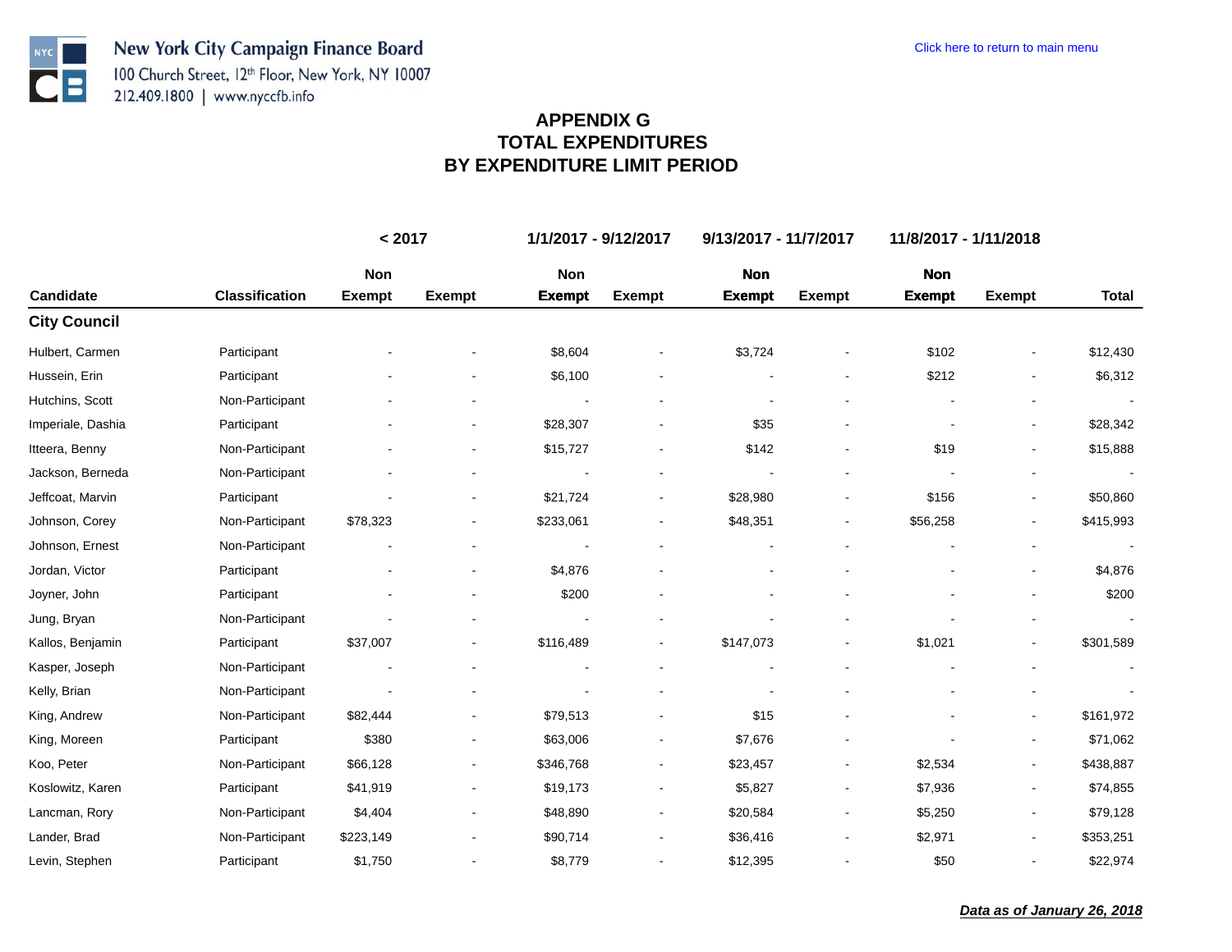New York City Campaign Finance Board
100 Church Street, 12th Floor, New York, NY 10007
212.409.1800 | www.nyccfb.info

Click here to return to main menu

# APPENDIX G
# TOTAL EXPENDITURES
# BY EXPENDITURE LIMIT PERIOD

| | | < 2017 | | 1/1/2017 - 9/12/2017 | | 9/13/2017 - 11/7/2017 | | 11/8/2017 - 1/11/2018 | | |
|---|---|---|---|---|---|---|---|---|---|---|
| Candidate | Classification | Non Exempt | Exempt | Non Exempt | Exempt | Non Exempt | Exempt | Non Exempt | Exempt | Total |
| **City Council** | | | | | | | | | | |
| Hulbert, Carmen | Participant | - | - | $8,604 | - | $3,724 | - | $102 | - | $12,430 |
| Hussein, Erin | Participant | - | - | $6,100 | - | - | - | $212 | - | $6,312 |
| Hutchins, Scott | Non-Participant | - | - | - | - | - | - | - | - | - |
| Imperiale, Dashia | Participant | - | - | $28,307 | - | $35 | - | - | - | $28,342 |
| Itteera, Benny | Non-Participant | - | - | $15,727 | - | $142 | - | $19 | - | $15,888 |
| Jackson, Berneda | Non-Participant | - | - | - | - | - | - | - | - | - |
| Jeffcoat, Marvin | Participant | - | - | $21,724 | - | $28,980 | - | $156 | - | $50,860 |
| Johnson, Corey | Non-Participant | $78,323 | - | $233,061 | - | $48,351 | - | $56,258 | - | $415,993 |
| Johnson, Ernest | Non-Participant | - | - | - | - | - | - | - | - | - |
| Jordan, Victor | Participant | - | - | $4,876 | - | - | - | - | - | $4,876 |
| Joyner, John | Participant | - | - | $200 | - | - | - | - | - | $200 |
| Jung, Bryan | Non-Participant | - | - | - | - | - | - | - | - | - |
| Kallos, Benjamin | Participant | $37,007 | - | $116,489 | - | $147,073 | - | $1,021 | - | $301,589 |
| Kasper, Joseph | Non-Participant | - | - | - | - | - | - | - | - | - |
| Kelly, Brian | Non-Participant | - | - | - | - | - | - | - | - | - |
| King, Andrew | Non-Participant | $82,444 | - | $79,513 | - | $15 | - | - | - | $161,972 |
| King, Moreen | Participant | $380 | - | $63,006 | - | $7,676 | - | - | - | $71,062 |
| Koo, Peter | Non-Participant | $66,128 | - | $346,768 | - | $23,457 | - | $2,534 | - | $438,887 |
| Koslowitz, Karen | Participant | $41,919 | - | $19,173 | - | $5,827 | - | $7,936 | - | $74,855 |
| Lancman, Rory | Non-Participant | $4,404 | - | $48,890 | - | $20,584 | - | $5,250 | - | $79,128 |
| Lander, Brad | Non-Participant | $223,149 | - | $90,714 | - | $36,416 | - | $2,971 | - | $353,251 |
| Levin, Stephen | Participant | $1,750 | - | $8,779 | - | $12,395 | - | $50 | - | $22,974 |

***Data as of January 26, 2018***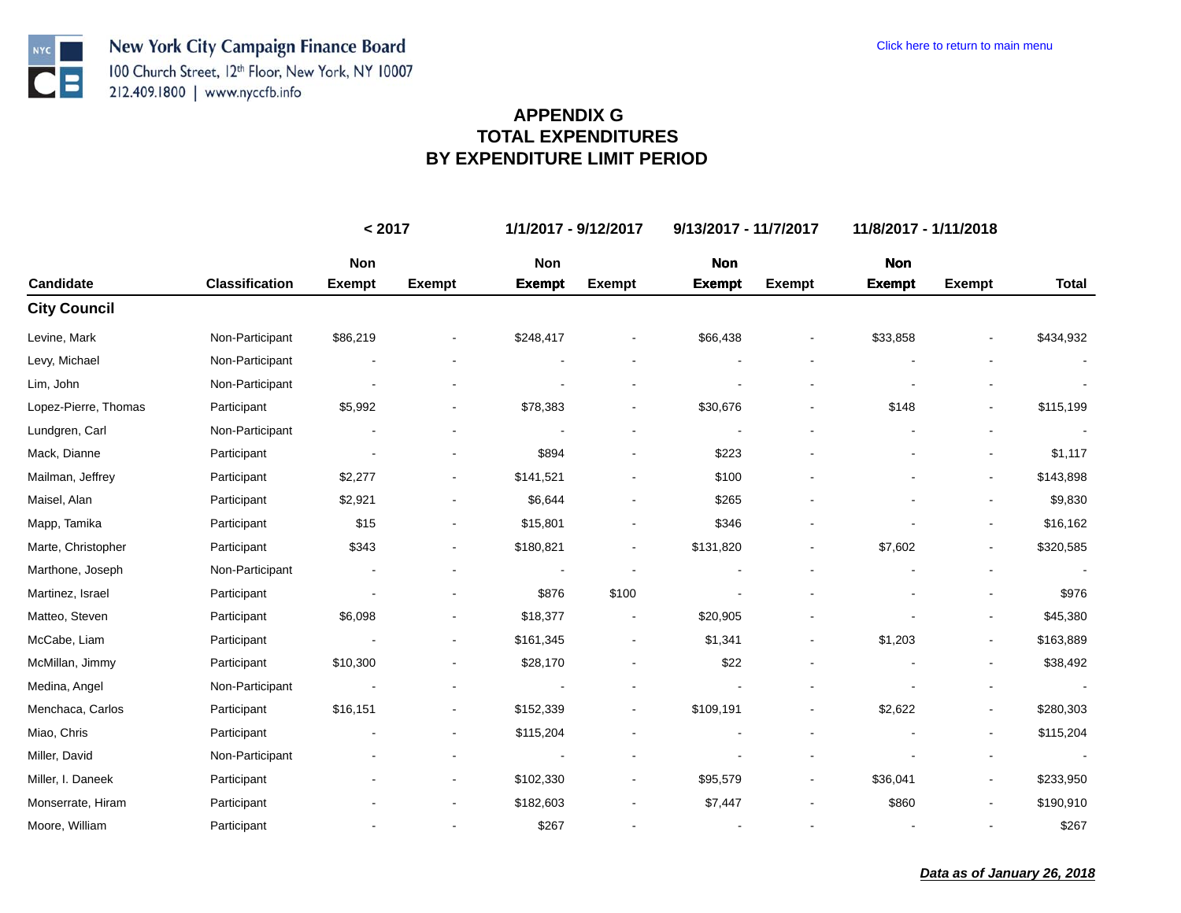New York City Campaign Finance Board
100 Church Street, 12th Floor, New York, NY 10007
212.409.1800 | www.nyccfb.info

Click here to return to main menu

# APPENDIX G
# TOTAL EXPENDITURES
# BY EXPENDITURE LIMIT PERIOD

| | | < 2017 | | 1/1/2017 - 9/12/2017 | | 9/13/2017 - 11/7/2017 | | 11/8/2017 - 1/11/2018 | | |
|---|---|---|---|---|---|---|---|---|---|---|
| Candidate | Classification | Non Exempt | Exempt | Non Exempt | Exempt | Non Exempt | Exempt | Non Exempt | Exempt | Total |
| **City Council** | | | | | | | | | | |
| Levine, Mark | Non-Participant | $86,219 | - | $248,417 | - | $66,438 | - | $33,858 | - | $434,932 |
| Levy, Michael | Non-Participant | - | - | - | - | - | - | - | - | - |
| Lim, John | Non-Participant | - | - | - | - | - | - | - | - | - |
| Lopez-Pierre, Thomas | Participant | $5,992 | - | $78,383 | - | $30,676 | - | $148 | - | $115,199 |
| Lundgren, Carl | Non-Participant | - | - | - | - | - | - | - | - | - |
| Mack, Dianne | Participant | - | - | $894 | - | $223 | - | - | - | $1,117 |
| Mailman, Jeffrey | Participant | $2,277 | - | $141,521 | - | $100 | - | - | - | $143,898 |
| Maisel, Alan | Participant | $2,921 | - | $6,644 | - | $265 | - | - | - | $9,830 |
| Mapp, Tamika | Participant | $15 | - | $15,801 | - | $346 | - | - | - | $16,162 |
| Marte, Christopher | Participant | $343 | - | $180,821 | - | $131,820 | - | $7,602 | - | $320,585 |
| Marthone, Joseph | Non-Participant | - | - | - | - | - | - | - | - | - |
| Martinez, Israel | Participant | - | - | $876 | $100 | - | - | - | - | $976 |
| Matteo, Steven | Participant | $6,098 | - | $18,377 | - | $20,905 | - | - | - | $45,380 |
| McCabe, Liam | Participant | - | - | $161,345 | - | $1,341 | - | $1,203 | - | $163,889 |
| McMillan, Jimmy | Participant | $10,300 | - | $28,170 | - | $22 | - | - | - | $38,492 |
| Medina, Angel | Non-Participant | - | - | - | - | - | - | - | - | - |
| Menchaca, Carlos | Participant | $16,151 | - | $152,339 | - | $109,191 | - | $2,622 | - | $280,303 |
| Miao, Chris | Participant | - | - | $115,204 | - | - | - | - | - | $115,204 |
| Miller, David | Non-Participant | - | - | - | - | - | - | - | - | - |
| Miller, I. Daneek | Participant | - | - | $102,330 | - | $95,579 | - | $36,041 | - | $233,950 |
| Monserrate, Hiram | Participant | - | - | $182,603 | - | $7,447 | - | $860 | - | $190,910 |
| Moore, William | Participant | - | - | $267 | - | - | - | - | - | $267 |

***Data as of January 26, 2018***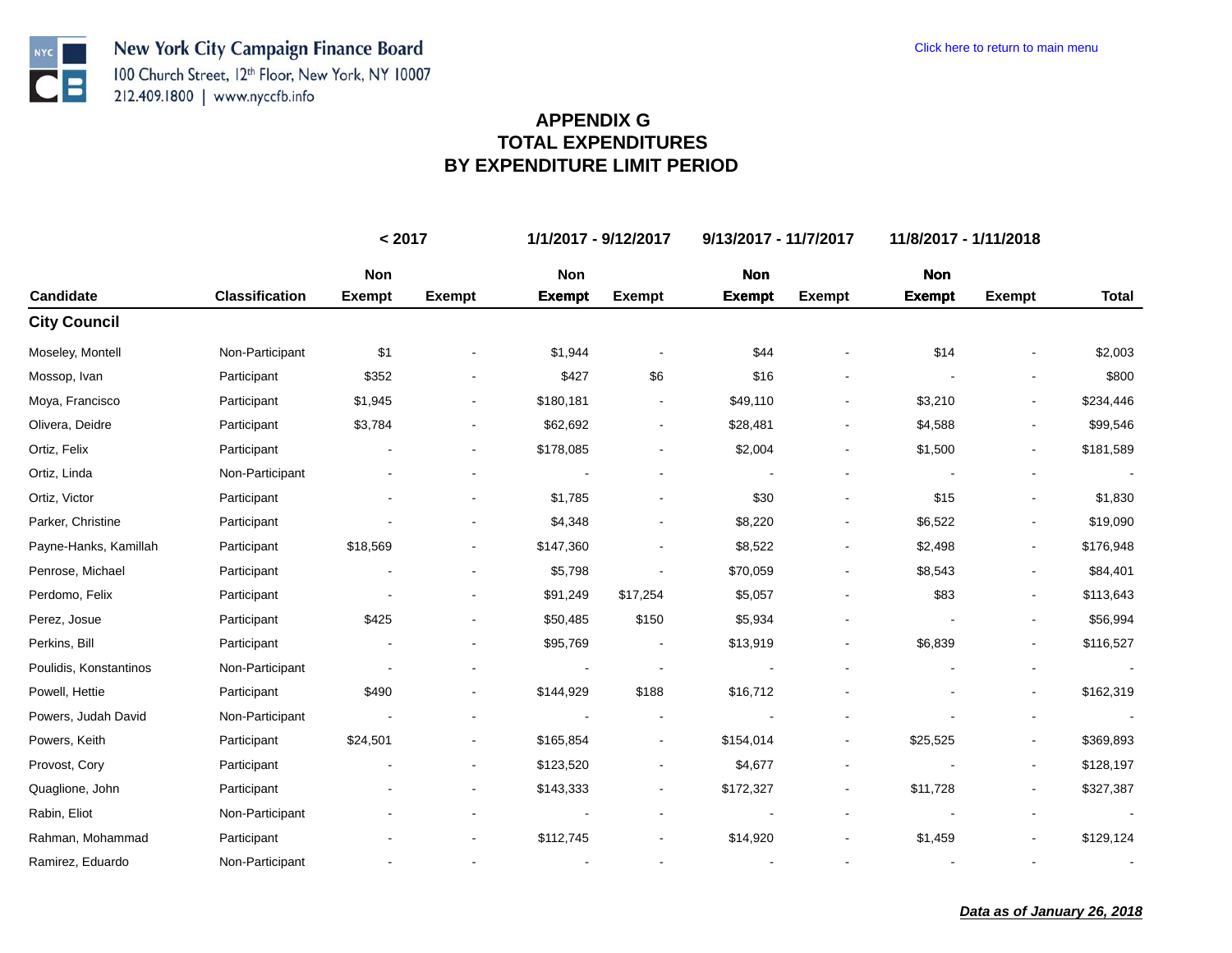New York City Campaign Finance Board
100 Church Street, 12th Floor, New York, NY 10007
212.409.1800 | www.nyccfb.info

Click here to return to main menu

# APPENDIX G
# TOTAL EXPENDITURES
# BY EXPENDITURE LIMIT PERIOD

| Candidate | Classification | < 2017 Non Exempt | < 2017 Exempt | 1/1/2017 - 9/12/2017 Non Exempt | 1/1/2017 - 9/12/2017 Exempt | 9/13/2017 - 11/7/2017 Non Exempt | 9/13/2017 - 11/7/2017 Exempt | 11/8/2017 - 1/11/2018 Non Exempt | 11/8/2017 - 1/11/2018 Exempt | Total |
|---|---|---|---|---|---|---|---|---|---|---|
| **City Council** | | | | | | | | | | |
| Moseley, Montell | Non-Participant | $1 | - | $1,944 | - | $44 | - | $14 | - | $2,003 |
| Mossop, Ivan | Participant | $352 | - | $427 | $6 | $16 | - | - | - | $800 |
| Moya, Francisco | Participant | $1,945 | - | $180,181 | - | $49,110 | - | $3,210 | - | $234,446 |
| Olivera, Deidre | Participant | $3,784 | - | $62,692 | - | $28,481 | - | $4,588 | - | $99,546 |
| Ortiz, Felix | Participant | - | - | $178,085 | - | $2,004 | - | $1,500 | - | $181,589 |
| Ortiz, Linda | Non-Participant | - | - | - | - | - | - | - | - | - |
| Ortiz, Victor | Participant | - | - | $1,785 | - | $30 | - | $15 | - | $1,830 |
| Parker, Christine | Participant | - | - | $4,348 | - | $8,220 | - | $6,522 | - | $19,090 |
| Payne-Hanks, Kamillah | Participant | $18,569 | - | $147,360 | - | $8,522 | - | $2,498 | - | $176,948 |
| Penrose, Michael | Participant | - | - | $5,798 | - | $70,059 | - | $8,543 | - | $84,401 |
| Perdomo, Felix | Participant | - | - | $91,249 | $17,254 | $5,057 | - | $83 | - | $113,643 |
| Perez, Josue | Participant | $425 | - | $50,485 | $150 | $5,934 | - | - | - | $56,994 |
| Perkins, Bill | Participant | - | - | $95,769 | - | $13,919 | - | $6,839 | - | $116,527 |
| Poulidis, Konstantinos | Non-Participant | - | - | - | - | - | - | - | - | - |
| Powell, Hettie | Participant | $490 | - | $144,929 | $188 | $16,712 | - | - | - | $162,319 |
| Powers, Judah David | Non-Participant | - | - | - | - | - | - | - | - | - |
| Powers, Keith | Participant | $24,501 | - | $165,854 | - | $154,014 | - | $25,525 | - | $369,893 |
| Provost, Cory | Participant | - | - | $123,520 | - | $4,677 | - | - | - | $128,197 |
| Quaglione, John | Participant | - | - | $143,333 | - | $172,327 | - | $11,728 | - | $327,387 |
| Rabin, Eliot | Non-Participant | - | - | - | - | - | - | - | - | - |
| Rahman, Mohammad | Participant | - | - | $112,745 | - | $14,920 | - | $1,459 | - | $129,124 |
| Ramirez, Eduardo | Non-Participant | - | - | - | - | - | - | - | - | - |

***Data as of January 26, 2018***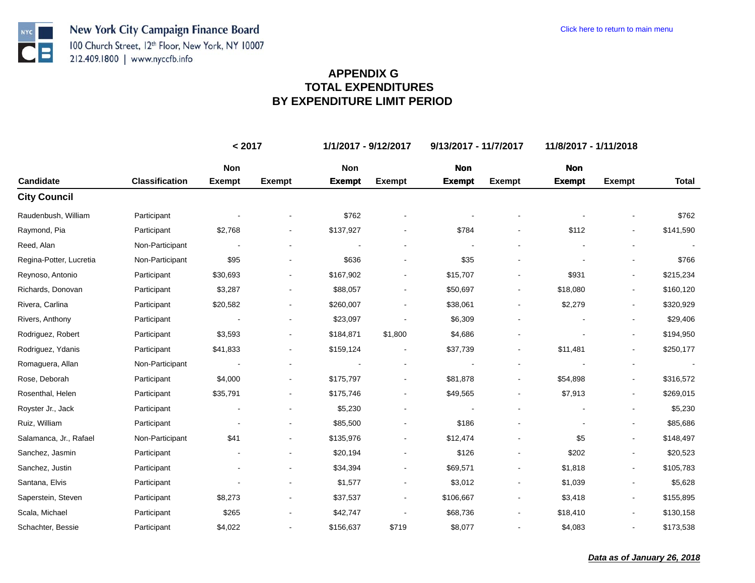New York City Campaign Finance Board
100 Church Street, 12th Floor, New York, NY 10007
212.409.1800 | www.nyccfb.info

Click here to return to main menu

# APPENDIX G
# TOTAL EXPENDITURES
# BY EXPENDITURE LIMIT PERIOD

| | | < 2017 | | 1/1/2017 - 9/12/2017 | | 9/13/2017 - 11/7/2017 | | 11/8/2017 - 1/11/2018 | | |
|---|---|---|---|---|---|---|---|---|---|---|
| Candidate | Classification | Non Exempt | Exempt | Non Exempt | Exempt | Non Exempt | Exempt | Non Exempt | Exempt | Total |
| **City Council** | | | | | | | | | | |
| Raudenbush, William | Participant | - | - | $762 | - | - | - | - | - | $762 |
| Raymond, Pia | Participant | $2,768 | - | $137,927 | - | $784 | - | $112 | - | $141,590 |
| Reed, Alan | Non-Participant | - | - | - | - | - | - | - | - | - |
| Regina-Potter, Lucretia | Non-Participant | $95 | - | $636 | - | $35 | - | - | - | $766 |
| Reynoso, Antonio | Participant | $30,693 | - | $167,902 | - | $15,707 | - | $931 | - | $215,234 |
| Richards, Donovan | Participant | $3,287 | - | $88,057 | - | $50,697 | - | $18,080 | - | $160,120 |
| Rivera, Carlina | Participant | $20,582 | - | $260,007 | - | $38,061 | - | $2,279 | - | $320,929 |
| Rivers, Anthony | Participant | - | - | $23,097 | - | $6,309 | - | - | - | $29,406 |
| Rodriguez, Robert | Participant | $3,593 | - | $184,871 | $1,800 | $4,686 | - | - | - | $194,950 |
| Rodriguez, Ydanis | Participant | $41,833 | - | $159,124 | - | $37,739 | - | $11,481 | - | $250,177 |
| Romaguera, Allan | Non-Participant | - | - | - | - | - | - | - | - | - |
| Rose, Deborah | Participant | $4,000 | - | $175,797 | - | $81,878 | - | $54,898 | - | $316,572 |
| Rosenthal, Helen | Participant | $35,791 | - | $175,746 | - | $49,565 | - | $7,913 | - | $269,015 |
| Royster Jr., Jack | Participant | - | - | $5,230 | - | - | - | - | - | $5,230 |
| Ruiz, William | Participant | - | - | $85,500 | - | $186 | - | - | - | $85,686 |
| Salamanca, Jr., Rafael | Non-Participant | $41 | - | $135,976 | - | $12,474 | - | $5 | - | $148,497 |
| Sanchez, Jasmin | Participant | - | - | $20,194 | - | $126 | - | $202 | - | $20,523 |
| Sanchez, Justin | Participant | - | - | $34,394 | - | $69,571 | - | $1,818 | - | $105,783 |
| Santana, Elvis | Participant | - | - | $1,577 | - | $3,012 | - | $1,039 | - | $5,628 |
| Saperstein, Steven | Participant | $8,273 | - | $37,537 | - | $106,667 | - | $3,418 | - | $155,895 |
| Scala, Michael | Participant | $265 | - | $42,747 | - | $68,736 | - | $18,410 | - | $130,158 |
| Schachter, Bessie | Participant | $4,022 | - | $156,637 | $719 | $8,077 | - | $4,083 | - | $173,538 |

***Data as of January 26, 2018***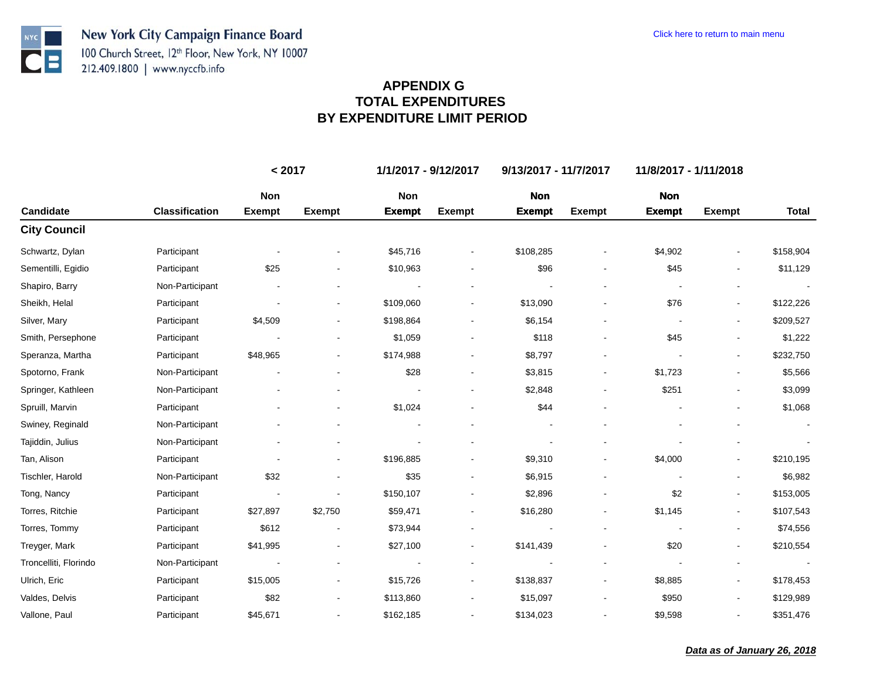New York City Campaign Finance Board
100 Church Street, 12th Floor, New York, NY 10007
212.409.1800 | www.nyccfb.info

Click here to return to main menu

# APPENDIX G
# TOTAL EXPENDITURES
# BY EXPENDITURE LIMIT PERIOD

| | | < 2017 | | 1/1/2017 - 9/12/2017 | | 9/13/2017 - 11/7/2017 | | 11/8/2017 - 1/11/2018 | | |
|---|---|---|---|---|---|---|---|---|---|---|
| Candidate | Classification | Non Exempt | Exempt | Non Exempt | Exempt | Non Exempt | Exempt | Non Exempt | Exempt | Total |
| **City Council** | | | | | | | | | | |
| Schwartz, Dylan | Participant | - | - | $45,716 | - | $108,285 | - | $4,902 | - | $158,904 |
| Sementilli, Egidio | Participant | $25 | - | $10,963 | - | $96 | - | $45 | - | $11,129 |
| Shapiro, Barry | Non-Participant | - | - | - | - | - | - | - | - | - |
| Sheikh, Helal | Participant | - | - | $109,060 | - | $13,090 | - | $76 | - | $122,226 |
| Silver, Mary | Participant | $4,509 | - | $198,864 | - | $6,154 | - | - | - | $209,527 |
| Smith, Persephone | Participant | - | - | $1,059 | - | $118 | - | $45 | - | $1,222 |
| Speranza, Martha | Participant | $48,965 | - | $174,988 | - | $8,797 | - | - | - | $232,750 |
| Spotorno, Frank | Non-Participant | - | - | $28 | - | $3,815 | - | $1,723 | - | $5,566 |
| Springer, Kathleen | Non-Participant | - | - | - | - | $2,848 | - | $251 | - | $3,099 |
| Spruill, Marvin | Participant | - | - | $1,024 | - | $44 | - | - | - | $1,068 |
| Swiney, Reginald | Non-Participant | - | - | - | - | - | - | - | - | - |
| Tajiddin, Julius | Non-Participant | - | - | - | - | - | - | - | - | - |
| Tan, Alison | Participant | - | - | $196,885 | - | $9,310 | - | $4,000 | - | $210,195 |
| Tischler, Harold | Non-Participant | $32 | - | $35 | - | $6,915 | - | - | - | $6,982 |
| Tong, Nancy | Participant | - | - | $150,107 | - | $2,896 | - | $2 | - | $153,005 |
| Torres, Ritchie | Participant | $27,897 | $2,750 | $59,471 | - | $16,280 | - | $1,145 | - | $107,543 |
| Torres, Tommy | Participant | $612 | - | $73,944 | - | - | - | - | - | $74,556 |
| Treyger, Mark | Participant | $41,995 | - | $27,100 | - | $141,439 | - | $20 | - | $210,554 |
| Troncelliti, Florindo | Non-Participant | - | - | - | - | - | - | - | - | - |
| Ulrich, Eric | Participant | $15,005 | - | $15,726 | - | $138,837 | - | $8,885 | - | $178,453 |
| Valdes, Delvis | Participant | $82 | - | $113,860 | - | $15,097 | - | $950 | - | $129,989 |
| Vallone, Paul | Participant | $45,671 | - | $162,185 | - | $134,023 | - | $9,598 | - | $351,476 |

***Data as of January 26, 2018***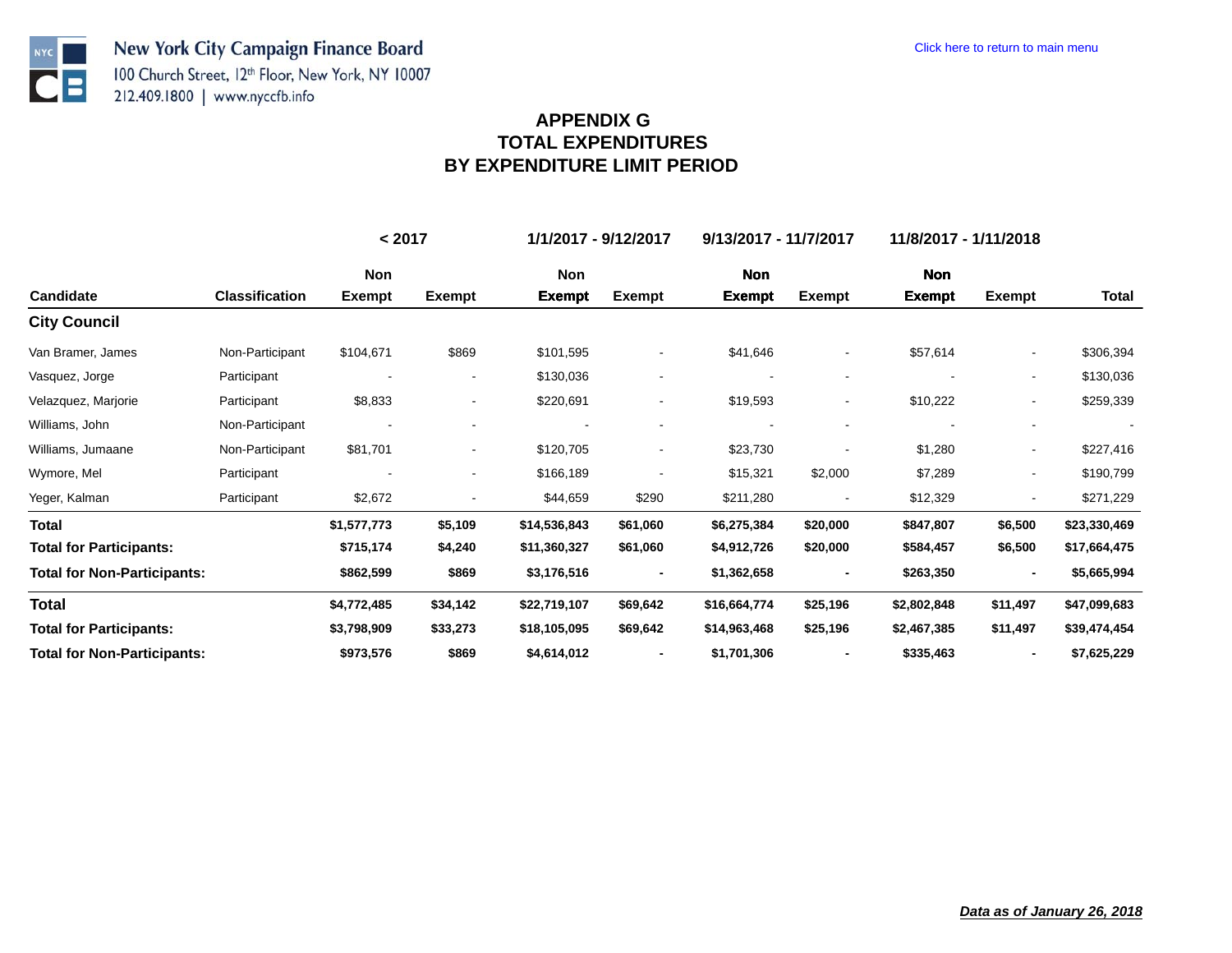New York City Campaign Finance Board
100 Church Street, 12th Floor, New York, NY 10007
212.409.1800 | www.nyccfb.info

Click here to return to main menu

# APPENDIX G
# TOTAL EXPENDITURES
# BY EXPENDITURE LIMIT PERIOD

| | | < 2017 | | 1/1/2017 - 9/12/2017 | | 9/13/2017 - 11/7/2017 | | 11/8/2017 - 1/11/2018 | | |
|---|---|---|---|---|---|---|---|---|---|---|
| **Candidate** | **Classification** | **Non Exempt** | **Exempt** | **Non Exempt** | **Exempt** | **Non Exempt** | **Exempt** | **Non Exempt** | **Exempt** | **Total** |
| **City Council** | | | | | | | | | | |
| Van Bramer, James | Non-Participant | $104,671 | $869 | $101,595 | - | $41,646 | - | $57,614 | - | $306,394 |
| Vasquez, Jorge | Participant | - | - | $130,036 | - | - | - | - | - | $130,036 |
| Velazquez, Marjorie | Participant | $8,833 | - | $220,691 | - | $19,593 | - | $10,222 | - | $259,339 |
| Williams, John | Non-Participant | - | - | - | - | - | - | - | - | - |
| Williams, Jumaane | Non-Participant | $81,701 | - | $120,705 | - | $23,730 | - | $1,280 | - | $227,416 |
| Wymore, Mel | Participant | - | - | $166,189 | - | $15,321 | $2,000 | $7,289 | - | $190,799 |
| Yeger, Kalman | Participant | $2,672 | - | $44,659 | $290 | $211,280 | - | $12,329 | - | $271,229 |
| **Total** | | **$1,577,773** | **$5,109** | **$14,536,843** | **$61,060** | **$6,275,384** | **$20,000** | **$847,807** | **$6,500** | **$23,330,469** |
| **Total for Participants:** | | **$715,174** | **$4,240** | **$11,360,327** | **$61,060** | **$4,912,726** | **$20,000** | **$584,457** | **$6,500** | **$17,664,475** |
| **Total for Non-Participants:** | | **$862,599** | **$869** | **$3,176,516** | **-** | **$1,362,658** | **-** | **$263,350** | **-** | **$5,665,994** |
| **Total** | | **$4,772,485** | **$34,142** | **$22,719,107** | **$69,642** | **$16,664,774** | **$25,196** | **$2,802,848** | **$11,497** | **$47,099,683** |
| **Total for Participants:** | | **$3,798,909** | **$33,273** | **$18,105,095** | **$69,642** | **$14,963,468** | **$25,196** | **$2,467,385** | **$11,497** | **$39,474,454** |
| **Total for Non-Participants:** | | **$973,576** | **$869** | **$4,614,012** | **-** | **$1,701,306** | **-** | **$335,463** | **-** | **$7,625,229** |

***Data as of January 26, 2018***